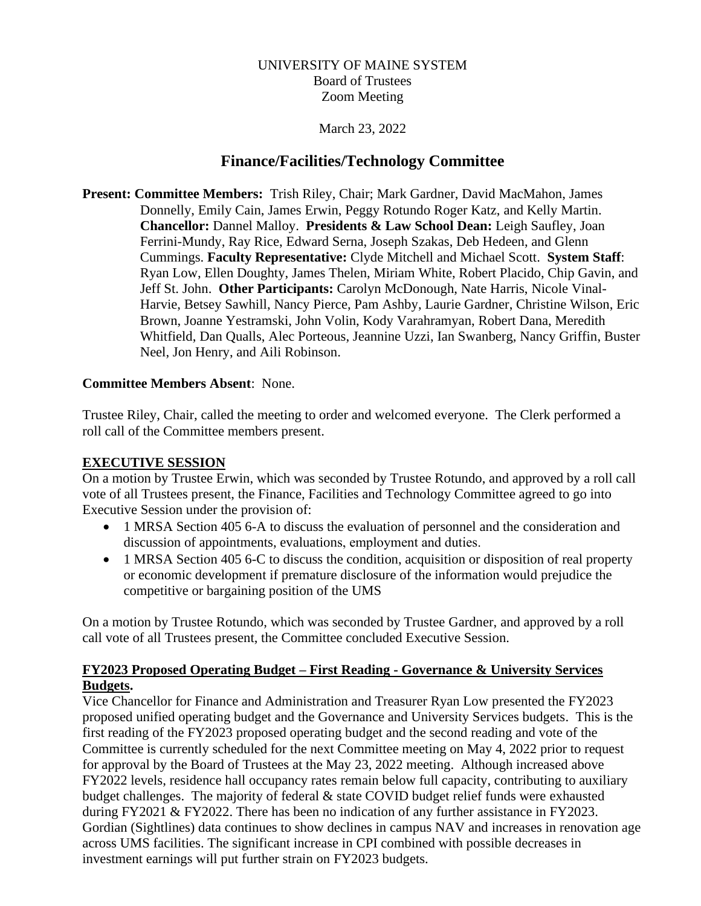UNIVERSITY OF MAINE SYSTEM
Board of Trustees
Zoom Meeting

March 23, 2022

# Finance/Facilities/Technology Committee

**Present: Committee Members:** Trish Riley, Chair; Mark Gardner, David MacMahon, James Donnelly, Emily Cain, James Erwin, Peggy Rotundo Roger Katz, and Kelly Martin. **Chancellor:** Dannel Malloy. **Presidents & Law School Dean:** Leigh Saufley, Joan Ferrini-Mundy, Ray Rice, Edward Serna, Joseph Szakas, Deb Hedeen, and Glenn Cummings. **Faculty Representative:** Clyde Mitchell and Michael Scott. **System Staff**: Ryan Low, Ellen Doughty, James Thelen, Miriam White, Robert Placido, Chip Gavin, and Jeff St. John. **Other Participants:** Carolyn McDonough, Nate Harris, Nicole Vinal-Harvie, Betsey Sawhill, Nancy Pierce, Pam Ashby, Laurie Gardner, Christine Wilson, Eric Brown, Joanne Yestramski, John Volin, Kody Varahramyan, Robert Dana, Meredith Whitfield, Dan Qualls, Alec Porteous, Jeannine Uzzi, Ian Swanberg, Nancy Griffin, Buster Neel, Jon Henry, and Aili Robinson.

**Committee Members Absent**: None.

Trustee Riley, Chair, called the meeting to order and welcomed everyone. The Clerk performed a roll call of the Committee members present.

## EXECUTIVE SESSION

On a motion by Trustee Erwin, which was seconded by Trustee Rotundo, and approved by a roll call vote of all Trustees present, the Finance, Facilities and Technology Committee agreed to go into Executive Session under the provision of:

- 1 MRSA Section 405 6-A to discuss the evaluation of personnel and the consideration and discussion of appointments, evaluations, employment and duties.
- 1 MRSA Section 405 6-C to discuss the condition, acquisition or disposition of real property or economic development if premature disclosure of the information would prejudice the competitive or bargaining position of the UMS

On a motion by Trustee Rotundo, which was seconded by Trustee Gardner, and approved by a roll call vote of all Trustees present, the Committee concluded Executive Session.

## FY2023 Proposed Operating Budget – First Reading - Governance & University Services Budgets.

Vice Chancellor for Finance and Administration and Treasurer Ryan Low presented the FY2023 proposed unified operating budget and the Governance and University Services budgets. This is the first reading of the FY2023 proposed operating budget and the second reading and vote of the Committee is currently scheduled for the next Committee meeting on May 4, 2022 prior to request for approval by the Board of Trustees at the May 23, 2022 meeting. Although increased above FY2022 levels, residence hall occupancy rates remain below full capacity, contributing to auxiliary budget challenges. The majority of federal & state COVID budget relief funds were exhausted during FY2021 & FY2022. There has been no indication of any further assistance in FY2023. Gordian (Sightlines) data continues to show declines in campus NAV and increases in renovation age across UMS facilities. The significant increase in CPI combined with possible decreases in investment earnings will put further strain on FY2023 budgets.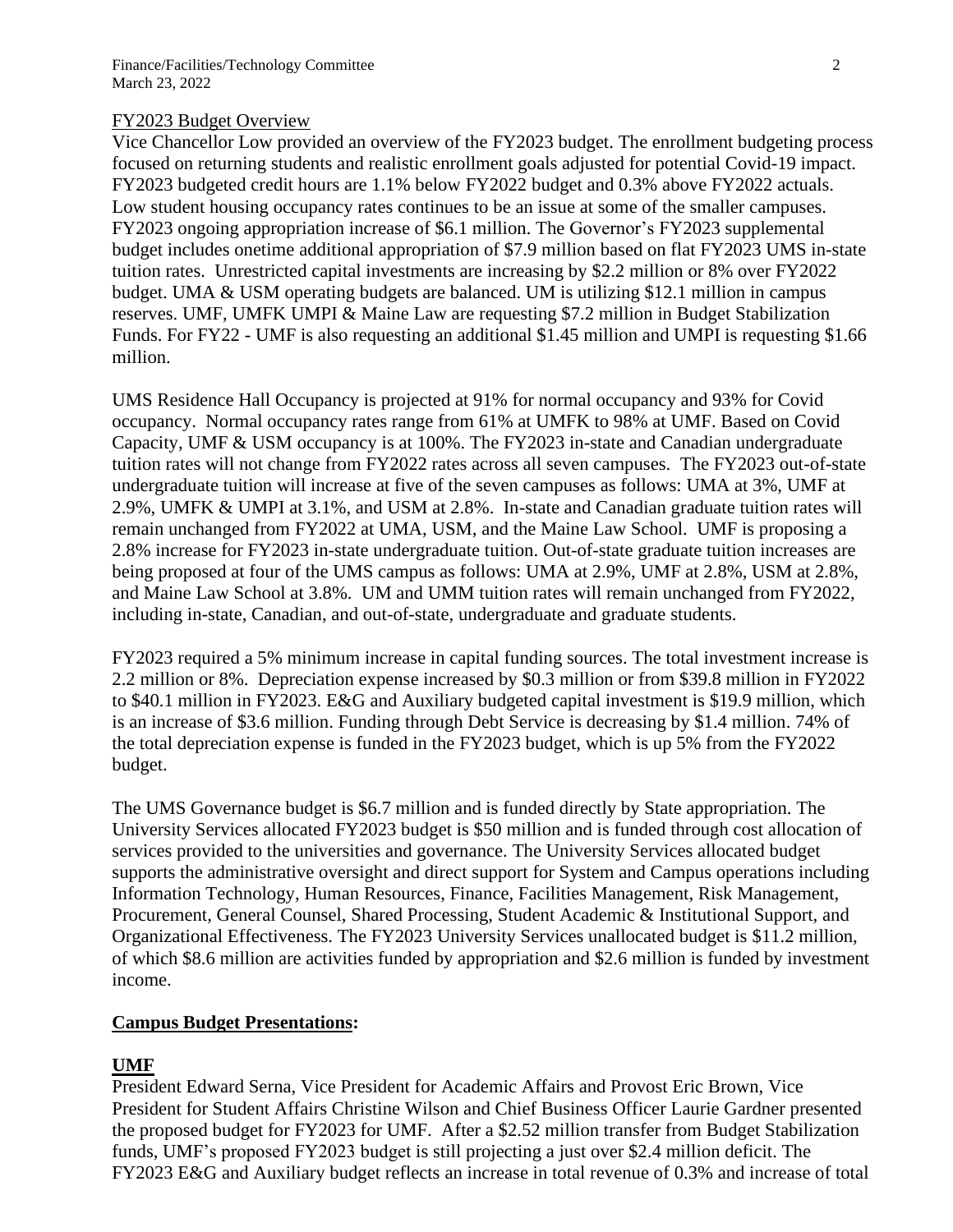## FY2023 Budget Overview

Vice Chancellor Low provided an overview of the FY2023 budget. The enrollment budgeting process focused on returning students and realistic enrollment goals adjusted for potential Covid-19 impact. FY2023 budgeted credit hours are 1.1% below FY2022 budget and 0.3% above FY2022 actuals. Low student housing occupancy rates continues to be an issue at some of the smaller campuses. FY2023 ongoing appropriation increase of $6.1 million. The Governor's FY2023 supplemental budget includes onetime additional appropriation of $7.9 million based on flat FY2023 UMS in-state tuition rates. Unrestricted capital investments are increasing by $2.2 million or 8% over FY2022 budget. UMA & USM operating budgets are balanced. UM is utilizing $12.1 million in campus reserves. UMF, UMFK UMPI & Maine Law are requesting $7.2 million in Budget Stabilization Funds. For FY22 - UMF is also requesting an additional $1.45 million and UMPI is requesting $1.66 million.

UMS Residence Hall Occupancy is projected at 91% for normal occupancy and 93% for Covid occupancy. Normal occupancy rates range from 61% at UMFK to 98% at UMF. Based on Covid Capacity, UMF & USM occupancy is at 100%. The FY2023 in-state and Canadian undergraduate tuition rates will not change from FY2022 rates across all seven campuses. The FY2023 out-of-state undergraduate tuition will increase at five of the seven campuses as follows: UMA at 3%, UMF at 2.9%, UMFK & UMPI at 3.1%, and USM at 2.8%. In-state and Canadian graduate tuition rates will remain unchanged from FY2022 at UMA, USM, and the Maine Law School. UMF is proposing a 2.8% increase for FY2023 in-state undergraduate tuition. Out-of-state graduate tuition increases are being proposed at four of the UMS campus as follows: UMA at 2.9%, UMF at 2.8%, USM at 2.8%, and Maine Law School at 3.8%. UM and UMM tuition rates will remain unchanged from FY2022, including in-state, Canadian, and out-of-state, undergraduate and graduate students.

FY2023 required a 5% minimum increase in capital funding sources. The total investment increase is 2.2 million or 8%. Depreciation expense increased by $0.3 million or from $39.8 million in FY2022 to $40.1 million in FY2023. E&G and Auxiliary budgeted capital investment is $19.9 million, which is an increase of $3.6 million. Funding through Debt Service is decreasing by $1.4 million. 74% of the total depreciation expense is funded in the FY2023 budget, which is up 5% from the FY2022 budget.

The UMS Governance budget is $6.7 million and is funded directly by State appropriation. The University Services allocated FY2023 budget is $50 million and is funded through cost allocation of services provided to the universities and governance. The University Services allocated budget supports the administrative oversight and direct support for System and Campus operations including Information Technology, Human Resources, Finance, Facilities Management, Risk Management, Procurement, General Counsel, Shared Processing, Student Academic & Institutional Support, and Organizational Effectiveness. The FY2023 University Services unallocated budget is $11.2 million, of which $8.6 million are activities funded by appropriation and $2.6 million is funded by investment income.

## Campus Budget Presentations:

### UMF

President Edward Serna, Vice President for Academic Affairs and Provost Eric Brown, Vice President for Student Affairs Christine Wilson and Chief Business Officer Laurie Gardner presented the proposed budget for FY2023 for UMF. After a $2.52 million transfer from Budget Stabilization funds, UMF's proposed FY2023 budget is still projecting a just over $2.4 million deficit. The FY2023 E&G and Auxiliary budget reflects an increase in total revenue of 0.3% and increase of total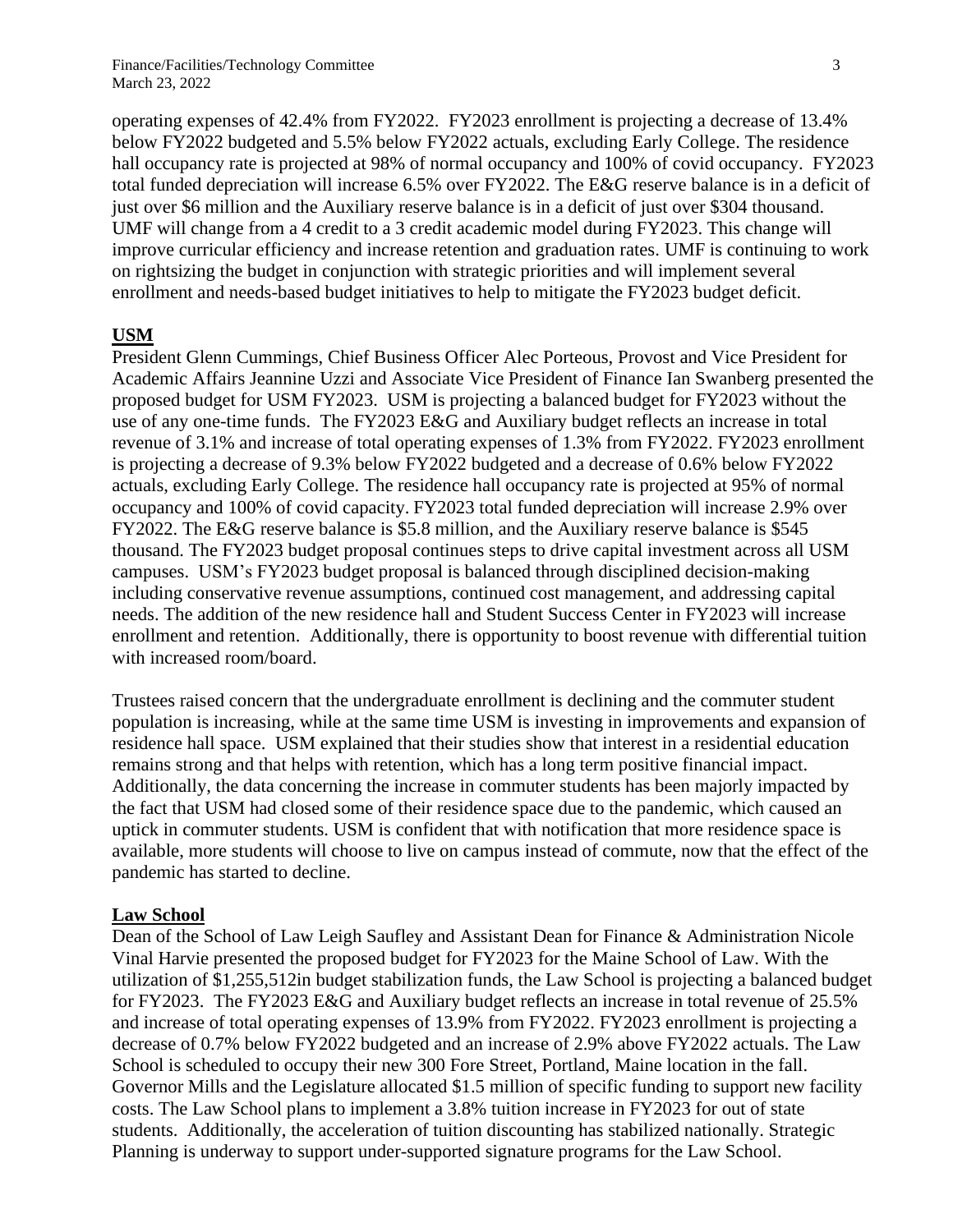operating expenses of 42.4% from FY2022. FY2023 enrollment is projecting a decrease of 13.4% below FY2022 budgeted and 5.5% below FY2022 actuals, excluding Early College. The residence hall occupancy rate is projected at 98% of normal occupancy and 100% of covid occupancy. FY2023 total funded depreciation will increase 6.5% over FY2022. The E&G reserve balance is in a deficit of just over $6 million and the Auxiliary reserve balance is in a deficit of just over $304 thousand. UMF will change from a 4 credit to a 3 credit academic model during FY2023. This change will improve curricular efficiency and increase retention and graduation rates. UMF is continuing to work on rightsizing the budget in conjunction with strategic priorities and will implement several enrollment and needs-based budget initiatives to help to mitigate the FY2023 budget deficit.

**USM**

President Glenn Cummings, Chief Business Officer Alec Porteous, Provost and Vice President for Academic Affairs Jeannine Uzzi and Associate Vice President of Finance Ian Swanberg presented the proposed budget for USM FY2023. USM is projecting a balanced budget for FY2023 without the use of any one-time funds. The FY2023 E&G and Auxiliary budget reflects an increase in total revenue of 3.1% and increase of total operating expenses of 1.3% from FY2022. FY2023 enrollment is projecting a decrease of 9.3% below FY2022 budgeted and a decrease of 0.6% below FY2022 actuals, excluding Early College. The residence hall occupancy rate is projected at 95% of normal occupancy and 100% of covid capacity. FY2023 total funded depreciation will increase 2.9% over FY2022. The E&G reserve balance is $5.8 million, and the Auxiliary reserve balance is $545 thousand. The FY2023 budget proposal continues steps to drive capital investment across all USM campuses. USM's FY2023 budget proposal is balanced through disciplined decision-making including conservative revenue assumptions, continued cost management, and addressing capital needs. The addition of the new residence hall and Student Success Center in FY2023 will increase enrollment and retention. Additionally, there is opportunity to boost revenue with differential tuition with increased room/board.

Trustees raised concern that the undergraduate enrollment is declining and the commuter student population is increasing, while at the same time USM is investing in improvements and expansion of residence hall space. USM explained that their studies show that interest in a residential education remains strong and that helps with retention, which has a long term positive financial impact. Additionally, the data concerning the increase in commuter students has been majorly impacted by the fact that USM had closed some of their residence space due to the pandemic, which caused an uptick in commuter students. USM is confident that with notification that more residence space is available, more students will choose to live on campus instead of commute, now that the effect of the pandemic has started to decline.

**Law School**

Dean of the School of Law Leigh Saufley and Assistant Dean for Finance & Administration Nicole Vinal Harvie presented the proposed budget for FY2023 for the Maine School of Law. With the utilization of $1,255,512in budget stabilization funds, the Law School is projecting a balanced budget for FY2023. The FY2023 E&G and Auxiliary budget reflects an increase in total revenue of 25.5% and increase of total operating expenses of 13.9% from FY2022. FY2023 enrollment is projecting a decrease of 0.7% below FY2022 budgeted and an increase of 2.9% above FY2022 actuals. The Law School is scheduled to occupy their new 300 Fore Street, Portland, Maine location in the fall. Governor Mills and the Legislature allocated $1.5 million of specific funding to support new facility costs. The Law School plans to implement a 3.8% tuition increase in FY2023 for out of state students. Additionally, the acceleration of tuition discounting has stabilized nationally. Strategic Planning is underway to support under-supported signature programs for the Law School.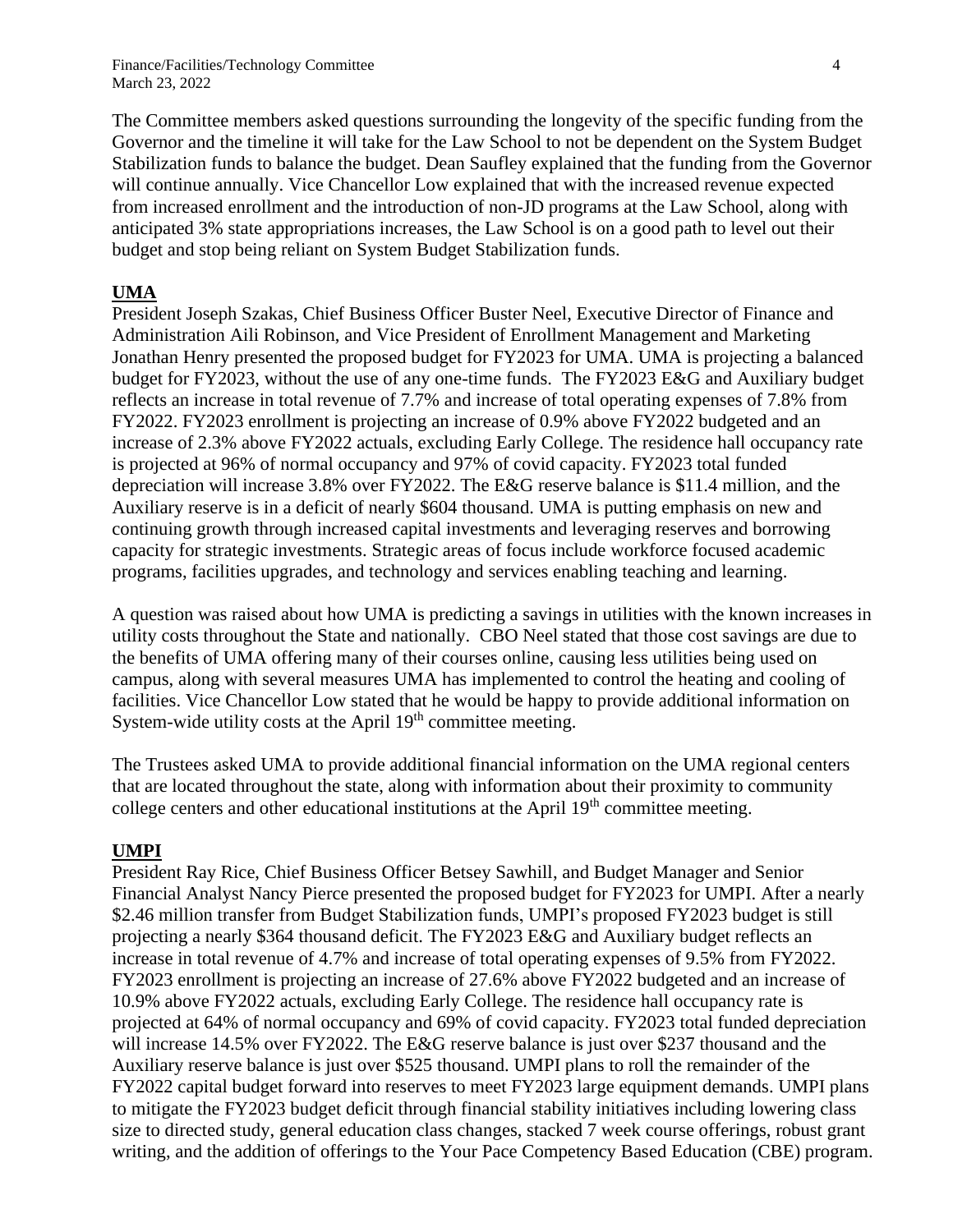The Committee members asked questions surrounding the longevity of the specific funding from the Governor and the timeline it will take for the Law School to not be dependent on the System Budget Stabilization funds to balance the budget. Dean Saufley explained that the funding from the Governor will continue annually. Vice Chancellor Low explained that with the increased revenue expected from increased enrollment and the introduction of non-JD programs at the Law School, along with anticipated 3% state appropriations increases, the Law School is on a good path to level out their budget and stop being reliant on System Budget Stabilization funds.

**UMA**

President Joseph Szakas, Chief Business Officer Buster Neel, Executive Director of Finance and Administration Aili Robinson, and Vice President of Enrollment Management and Marketing Jonathan Henry presented the proposed budget for FY2023 for UMA. UMA is projecting a balanced budget for FY2023, without the use of any one-time funds. The FY2023 E&G and Auxiliary budget reflects an increase in total revenue of 7.7% and increase of total operating expenses of 7.8% from FY2022. FY2023 enrollment is projecting an increase of 0.9% above FY2022 budgeted and an increase of 2.3% above FY2022 actuals, excluding Early College. The residence hall occupancy rate is projected at 96% of normal occupancy and 97% of covid capacity. FY2023 total funded depreciation will increase 3.8% over FY2022. The E&G reserve balance is $11.4 million, and the Auxiliary reserve is in a deficit of nearly $604 thousand. UMA is putting emphasis on new and continuing growth through increased capital investments and leveraging reserves and borrowing capacity for strategic investments. Strategic areas of focus include workforce focused academic programs, facilities upgrades, and technology and services enabling teaching and learning.

A question was raised about how UMA is predicting a savings in utilities with the known increases in utility costs throughout the State and nationally. CBO Neel stated that those cost savings are due to the benefits of UMA offering many of their courses online, causing less utilities being used on campus, along with several measures UMA has implemented to control the heating and cooling of facilities. Vice Chancellor Low stated that he would be happy to provide additional information on System-wide utility costs at the April 19th committee meeting.

The Trustees asked UMA to provide additional financial information on the UMA regional centers that are located throughout the state, along with information about their proximity to community college centers and other educational institutions at the April 19th committee meeting.

**UMPI**

President Ray Rice, Chief Business Officer Betsey Sawhill, and Budget Manager and Senior Financial Analyst Nancy Pierce presented the proposed budget for FY2023 for UMPI. After a nearly $2.46 million transfer from Budget Stabilization funds, UMPI's proposed FY2023 budget is still projecting a nearly $364 thousand deficit. The FY2023 E&G and Auxiliary budget reflects an increase in total revenue of 4.7% and increase of total operating expenses of 9.5% from FY2022. FY2023 enrollment is projecting an increase of 27.6% above FY2022 budgeted and an increase of 10.9% above FY2022 actuals, excluding Early College. The residence hall occupancy rate is projected at 64% of normal occupancy and 69% of covid capacity. FY2023 total funded depreciation will increase 14.5% over FY2022. The E&G reserve balance is just over $237 thousand and the Auxiliary reserve balance is just over $525 thousand. UMPI plans to roll the remainder of the FY2022 capital budget forward into reserves to meet FY2023 large equipment demands. UMPI plans to mitigate the FY2023 budget deficit through financial stability initiatives including lowering class size to directed study, general education class changes, stacked 7 week course offerings, robust grant writing, and the addition of offerings to the Your Pace Competency Based Education (CBE) program.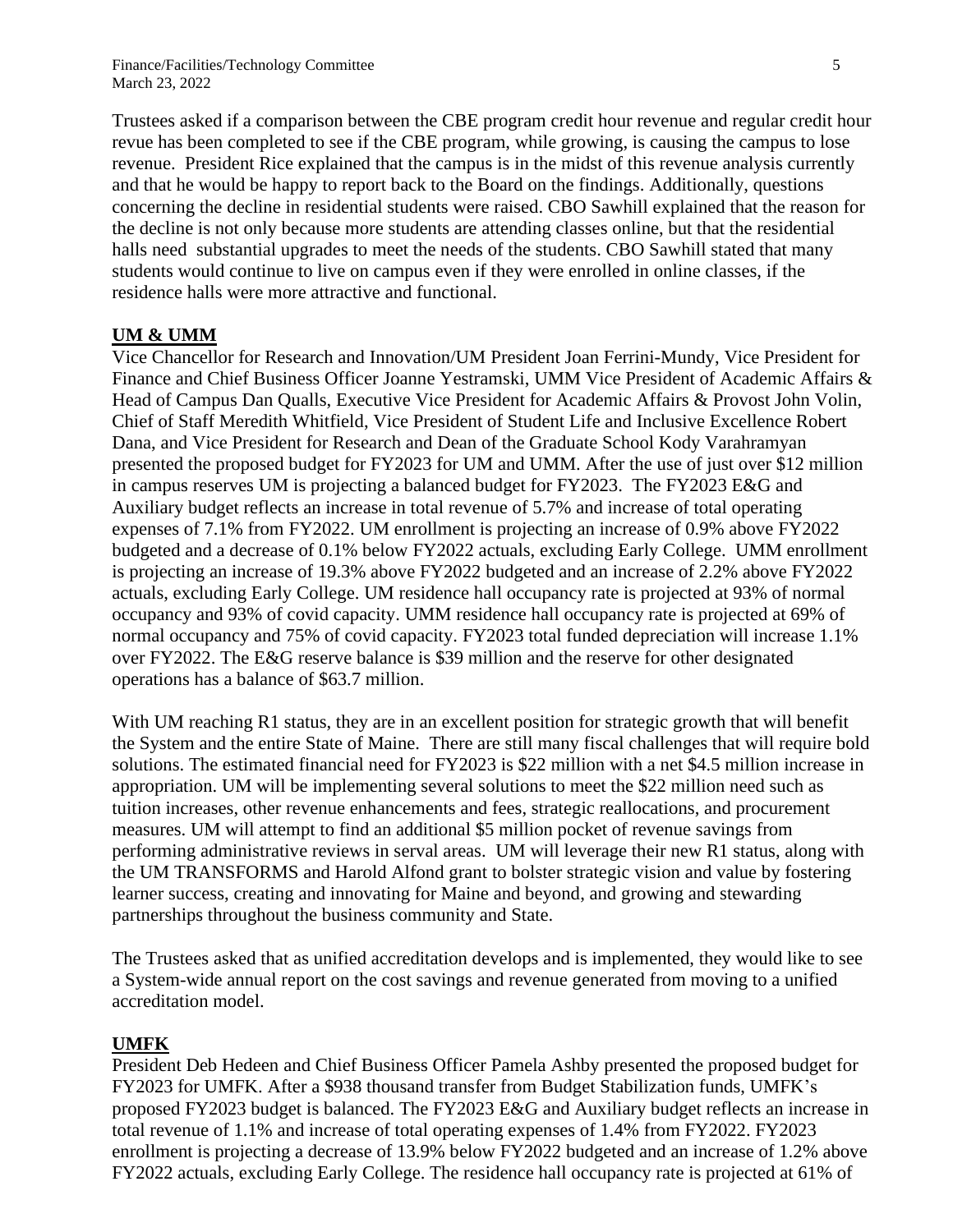Trustees asked if a comparison between the CBE program credit hour revenue and regular credit hour revue has been completed to see if the CBE program, while growing, is causing the campus to lose revenue. President Rice explained that the campus is in the midst of this revenue analysis currently and that he would be happy to report back to the Board on the findings. Additionally, questions concerning the decline in residential students were raised. CBO Sawhill explained that the reason for the decline is not only because more students are attending classes online, but that the residential halls need substantial upgrades to meet the needs of the students. CBO Sawhill stated that many students would continue to live on campus even if they were enrolled in online classes, if the residence halls were more attractive and functional.

**UM & UMM**

Vice Chancellor for Research and Innovation/UM President Joan Ferrini-Mundy, Vice President for Finance and Chief Business Officer Joanne Yestramski, UMM Vice President of Academic Affairs & Head of Campus Dan Qualls, Executive Vice President for Academic Affairs & Provost John Volin, Chief of Staff Meredith Whitfield, Vice President of Student Life and Inclusive Excellence Robert Dana, and Vice President for Research and Dean of the Graduate School Kody Varahramyan presented the proposed budget for FY2023 for UM and UMM. After the use of just over $12 million in campus reserves UM is projecting a balanced budget for FY2023. The FY2023 E&G and Auxiliary budget reflects an increase in total revenue of 5.7% and increase of total operating expenses of 7.1% from FY2022. UM enrollment is projecting an increase of 0.9% above FY2022 budgeted and a decrease of 0.1% below FY2022 actuals, excluding Early College. UMM enrollment is projecting an increase of 19.3% above FY2022 budgeted and an increase of 2.2% above FY2022 actuals, excluding Early College. UM residence hall occupancy rate is projected at 93% of normal occupancy and 93% of covid capacity. UMM residence hall occupancy rate is projected at 69% of normal occupancy and 75% of covid capacity. FY2023 total funded depreciation will increase 1.1% over FY2022. The E&G reserve balance is $39 million and the reserve for other designated operations has a balance of $63.7 million.

With UM reaching R1 status, they are in an excellent position for strategic growth that will benefit the System and the entire State of Maine. There are still many fiscal challenges that will require bold solutions. The estimated financial need for FY2023 is $22 million with a net $4.5 million increase in appropriation. UM will be implementing several solutions to meet the $22 million need such as tuition increases, other revenue enhancements and fees, strategic reallocations, and procurement measures. UM will attempt to find an additional $5 million pocket of revenue savings from performing administrative reviews in serval areas. UM will leverage their new R1 status, along with the UM TRANSFORMS and Harold Alfond grant to bolster strategic vision and value by fostering learner success, creating and innovating for Maine and beyond, and growing and stewarding partnerships throughout the business community and State.

The Trustees asked that as unified accreditation develops and is implemented, they would like to see a System-wide annual report on the cost savings and revenue generated from moving to a unified accreditation model.

**UMFK**

President Deb Hedeen and Chief Business Officer Pamela Ashby presented the proposed budget for FY2023 for UMFK. After a $938 thousand transfer from Budget Stabilization funds, UMFK's proposed FY2023 budget is balanced. The FY2023 E&G and Auxiliary budget reflects an increase in total revenue of 1.1% and increase of total operating expenses of 1.4% from FY2022. FY2023 enrollment is projecting a decrease of 13.9% below FY2022 budgeted and an increase of 1.2% above FY2022 actuals, excluding Early College. The residence hall occupancy rate is projected at 61% of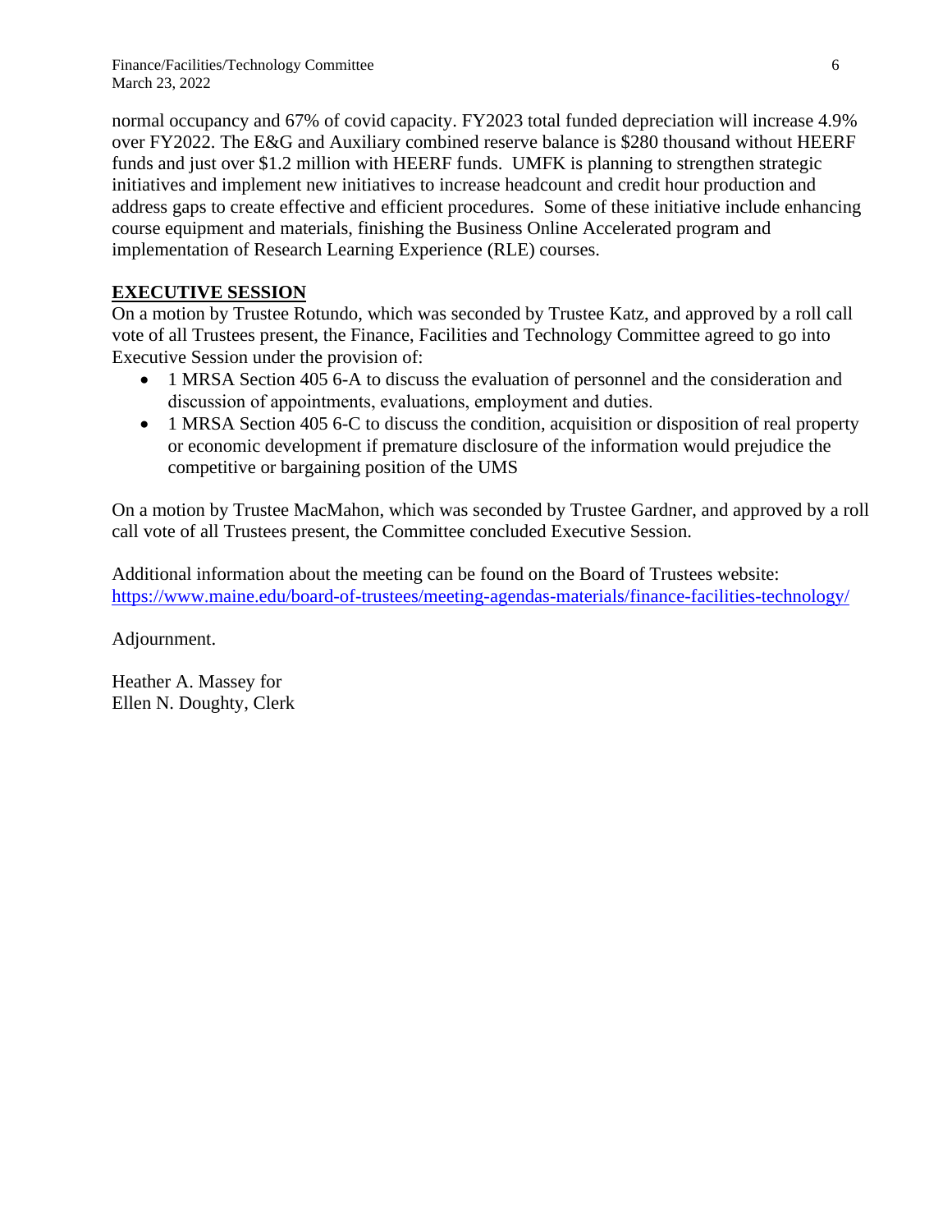normal occupancy and 67% of covid capacity. FY2023 total funded depreciation will increase 4.9% over FY2022. The E&G and Auxiliary combined reserve balance is $280 thousand without HEERF funds and just over $1.2 million with HEERF funds. UMFK is planning to strengthen strategic initiatives and implement new initiatives to increase headcount and credit hour production and address gaps to create effective and efficient procedures. Some of these initiative include enhancing course equipment and materials, finishing the Business Online Accelerated program and implementation of Research Learning Experience (RLE) courses.

**EXECUTIVE SESSION**

On a motion by Trustee Rotundo, which was seconded by Trustee Katz, and approved by a roll call vote of all Trustees present, the Finance, Facilities and Technology Committee agreed to go into Executive Session under the provision of:

- 1 MRSA Section 405 6-A to discuss the evaluation of personnel and the consideration and discussion of appointments, evaluations, employment and duties.
- 1 MRSA Section 405 6-C to discuss the condition, acquisition or disposition of real property or economic development if premature disclosure of the information would prejudice the competitive or bargaining position of the UMS

On a motion by Trustee MacMahon, which was seconded by Trustee Gardner, and approved by a roll call vote of all Trustees present, the Committee concluded Executive Session.

Additional information about the meeting can be found on the Board of Trustees website: https://www.maine.edu/board-of-trustees/meeting-agendas-materials/finance-facilities-technology/

Adjournment.

Heather A. Massey for
Ellen N. Doughty, Clerk